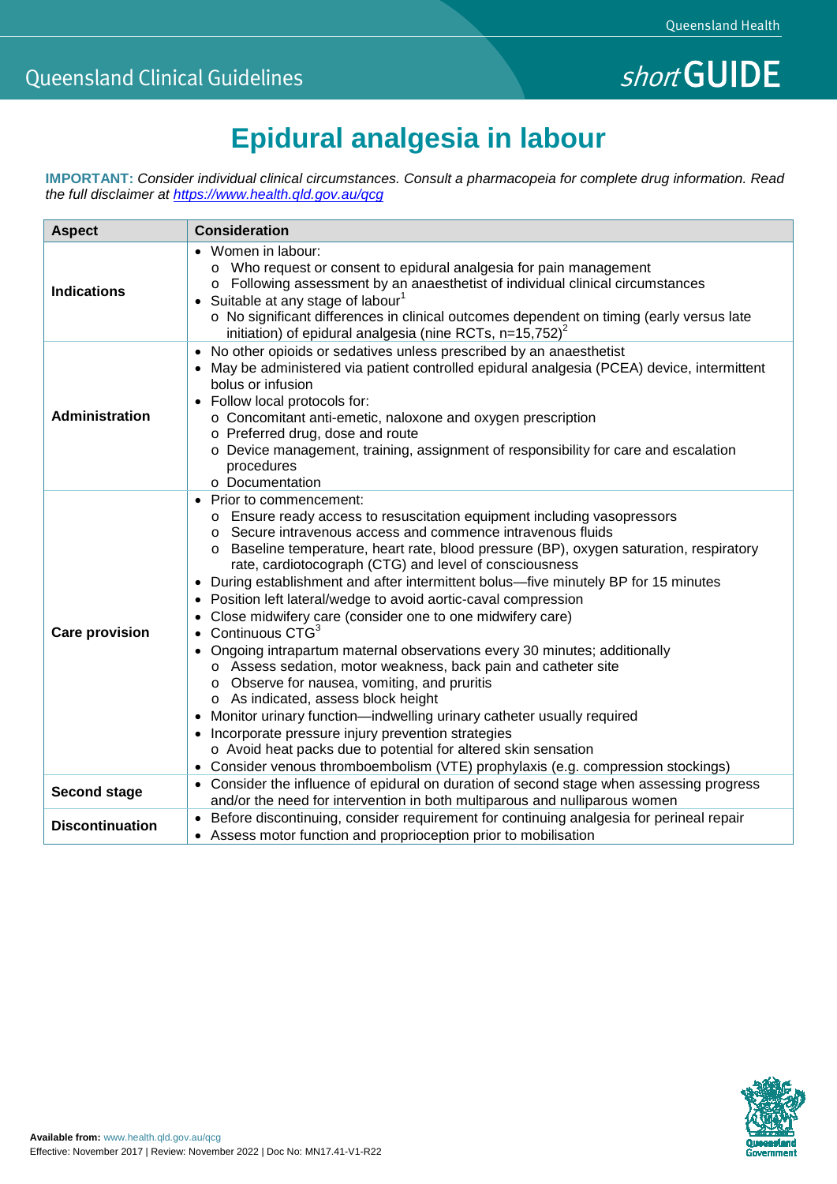Queensland Clinical Guidelines

*short* **GUIDE**

# Epidural analgesia in labour

**IMPORTANT:** *Consider individual clinical circumstances. Consult a pharmacopeia for complete drug information. Read the full disclaimer at https://www.health.qld.gov.au/qcg*

| Aspect | Consideration |
|---|---|
| **Indications** | • Women in labour:<br>  o Who request or consent to epidural analgesia for pain management<br>  o Following assessment by an anaesthetist of individual clinical circumstances<br>• Suitable at any stage of labour[1]<br>  o No significant differences in clinical outcomes dependent on timing (early versus late initiation) of epidural analgesia (nine RCTs, n=15,752)[2] |
| **Administration** | • No other opioids or sedatives unless prescribed by an anaesthetist<br>• May be administered via patient controlled epidural analgesia (PCEA) device, intermittent bolus or infusion<br>• Follow local protocols for:<br>  o Concomitant anti-emetic, naloxone and oxygen prescription<br>  o Preferred drug, dose and route<br>  o Device management, training, assignment of responsibility for care and escalation procedures<br>  o Documentation |
| **Care provision** | • Prior to commencement:<br>  o Ensure ready access to resuscitation equipment including vasopressors<br>  o Secure intravenous access and commence intravenous fluids<br>  o Baseline temperature, heart rate, blood pressure (BP), oxygen saturation, respiratory rate, cardiotocograph (CTG) and level of consciousness<br>• During establishment and after intermittent bolus—five minutely BP for 15 minutes<br>• Position left lateral/wedge to avoid aortic-caval compression<br>• Close midwifery care (consider one to one midwifery care)<br>• Continuous CTG[3]<br>• Ongoing intrapartum maternal observations every 30 minutes; additionally<br>  o Assess sedation, motor weakness, back pain and catheter site<br>  o Observe for nausea, vomiting, and pruritis<br>  o As indicated, assess block height<br>• Monitor urinary function—indwelling urinary catheter usually required<br>• Incorporate pressure injury prevention strategies<br>  o Avoid heat packs due to potential for altered skin sensation<br>• Consider venous thromboembolism (VTE) prophylaxis (e.g. compression stockings) |
| **Second stage** | • Consider the influence of epidural on duration of second stage when assessing progress and/or the need for intervention in both multiparous and nulliparous women |
| **Discontinuation** | • Before discontinuing, consider requirement for continuing analgesia for perineal repair<br>• Assess motor function and proprioception prior to mobilisation |

**Available from:** www.health.qld.gov.au/qcg
Effective: November 2017 | Review: November 2022 | Doc No: MN17.41-V1-R22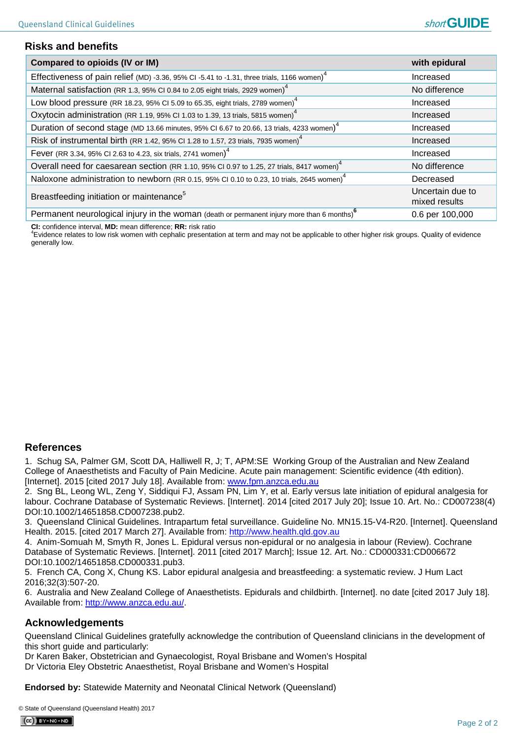## Risks and benefits

| Compared to opioids (IV or IM) | with epidural |
|---|---|
| Effectiveness of pain relief (MD) -3.36, 95% CI -5.41 to -1.31, three trials, 1166 women)[4] | Increased |
| Maternal satisfaction (RR 1.3, 95% CI 0.84 to 2.05 eight trials, 2929 women)[4] | No difference |
| Low blood pressure (RR 18.23, 95% CI 5.09 to 65.35, eight trials, 2789 women)[4] | Increased |
| Oxytocin administration (RR 1.19, 95% CI 1.03 to 1.39, 13 trials, 5815 women)[4] | Increased |
| Duration of second stage (MD 13.66 minutes, 95% CI 6.67 to 20.66, 13 trials, 4233 women)[4] | Increased |
| Risk of instrumental birth (RR 1.42, 95% CI 1.28 to 1.57, 23 trials, 7935 women)[4] | Increased |
| Fever (RR 3.34, 95% CI 2.63 to 4.23, six trials, 2741 women)[4] | Increased |
| Overall need for caesarean section (RR 1.10, 95% CI 0.97 to 1.25, 27 trials, 8417 women)[4] | No difference |
| Naloxone administration to newborn (RR 0.15, 95% CI 0.10 to 0.23, 10 trials, 2645 women)[4] | Decreased |
| Breastfeeding initiation or maintenance[5] | Uncertain due to mixed results |
| Permanent neurological injury in the woman (death or permanent injury more than 6 months)[6] | 0.6 per 100,000 |

**CI:** confidence interval, **MD:** mean difference; **RR:** risk ratio
[4]Evidence relates to low risk women with cephalic presentation at term and may not be applicable to other higher risk groups. Quality of evidence generally low.

## References

1. Schug SA, Palmer GM, Scott DA, Halliwell R, J; T, APM:SE Working Group of the Australian and New Zealand College of Anaesthetists and Faculty of Pain Medicine. Acute pain management: Scientific evidence (4th edition). [Internet]. 2015 [cited 2017 July 18]. Available from: www.fpm.anzca.edu.au
2. Sng BL, Leong WL, Zeng Y, Siddiqui FJ, Assam PN, Lim Y, et al. Early versus late initiation of epidural analgesia for labour. Cochrane Database of Systematic Reviews. [Internet]. 2014 [cited 2017 July 20]; Issue 10. Art. No.: CD007238(4) DOI:10.1002/14651858.CD007238.pub2.
3. Queensland Clinical Guidelines. Intrapartum fetal surveillance. Guideline No. MN15.15-V4-R20. [Internet]. Queensland Health. 2015. [cited 2017 March 27]. Available from: http://www.health.qld.gov.au
4. Anim-Somuah M, Smyth R, Jones L. Epidural versus non-epidural or no analgesia in labour (Review). Cochrane Database of Systematic Reviews. [Internet]. 2011 [cited 2017 March]; Issue 12. Art. No.: CD000331:CD006672 DOI:10.1002/14651858.CD000331.pub3.
5. French CA, Cong X, Chung KS. Labor epidural analgesia and breastfeeding: a systematic review. J Hum Lact 2016;32(3):507-20.
6. Australia and New Zealand College of Anaesthetists. Epidurals and childbirth. [Internet]. no date [cited 2017 July 18]. Available from: http://www.anzca.edu.au/.

## Acknowledgements

Queensland Clinical Guidelines gratefully acknowledge the contribution of Queensland clinicians in the development of this short guide and particularly:
Dr Karen Baker, Obstetrician and Gynaecologist, Royal Brisbane and Women's Hospital
Dr Victoria Eley Obstetric Anaesthetist, Royal Brisbane and Women's Hospital

**Endorsed by:** Statewide Maternity and Neonatal Clinical Network (Queensland)

© State of Queensland (Queensland Health) 2017